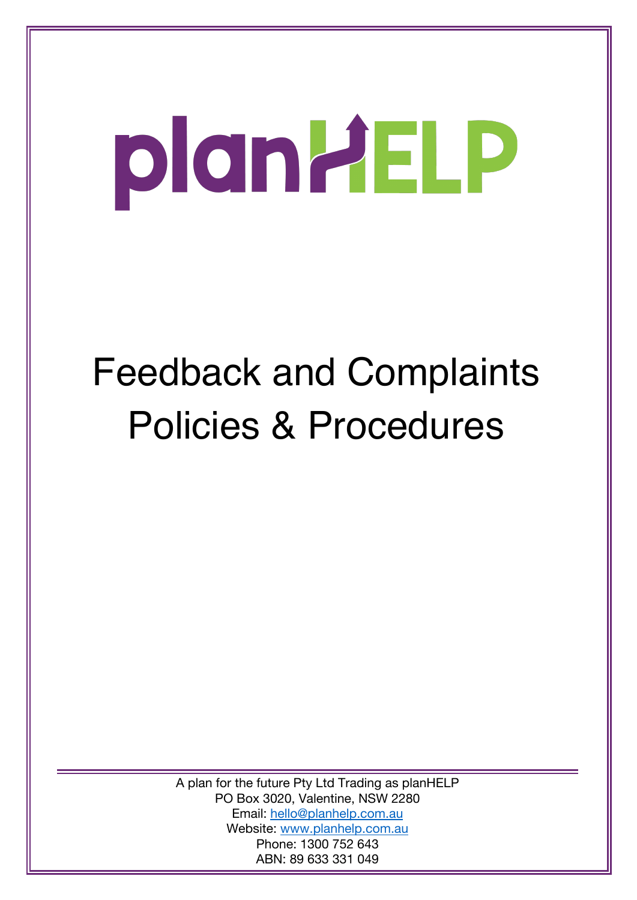planHELP

# Feedback and Complaints Policies & Procedures

A plan for the future Pty Ltd Trading as planHELP
PO Box 3020, Valentine, NSW 2280
Email: hello@planhelp.com.au
Website: www.planhelp.com.au
Phone: 1300 752 643
ABN: 89 633 331 049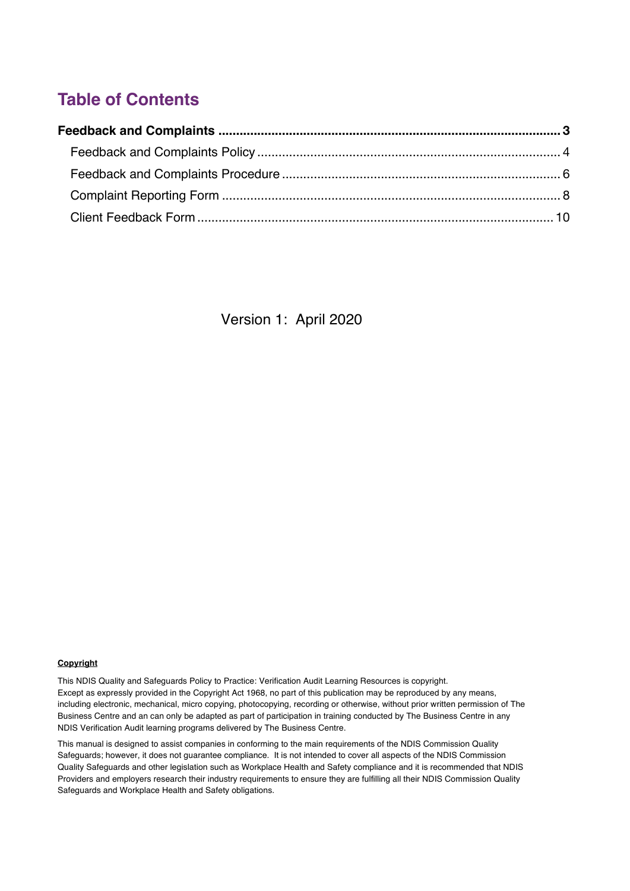# Table of Contents

**Feedback and Complaints .................................................................................................. 3**

- Feedback and Complaints Policy ..................................................................................... 4
- Feedback and Complaints Procedure ............................................................................... 6
- Complaint Reporting Form ................................................................................................ 8
- Client Feedback Form ..................................................................................................... 10

Version 1: April 2020

**Copyright**

This NDIS Quality and Safeguards Policy to Practice: Verification Audit Learning Resources is copyright.
Except as expressly provided in the Copyright Act 1968, no part of this publication may be reproduced by any means, including electronic, mechanical, micro copying, photocopying, recording or otherwise, without prior written permission of The Business Centre and an can only be adapted as part of participation in training conducted by The Business Centre in any NDIS Verification Audit learning programs delivered by The Business Centre.

This manual is designed to assist companies in conforming to the main requirements of the NDIS Commission Quality Safeguards; however, it does not guarantee compliance. It is not intended to cover all aspects of the NDIS Commission Quality Safeguards and other legislation such as Workplace Health and Safety compliance and it is recommended that NDIS Providers and employers research their industry requirements to ensure they are fulfilling all their NDIS Commission Quality Safeguards and Workplace Health and Safety obligations.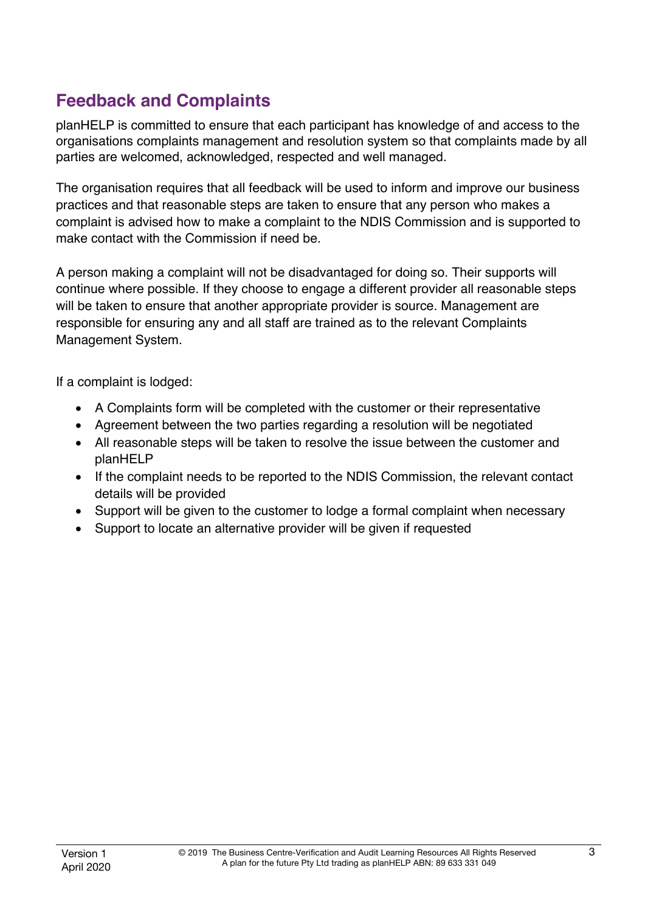## Feedback and Complaints

planHELP is committed to ensure that each participant has knowledge of and access to the organisations complaints management and resolution system so that complaints made by all parties are welcomed, acknowledged, respected and well managed.

The organisation requires that all feedback will be used to inform and improve our business practices and that reasonable steps are taken to ensure that any person who makes a complaint is advised how to make a complaint to the NDIS Commission and is supported to make contact with the Commission if need be.

A person making a complaint will not be disadvantaged for doing so. Their supports will continue where possible. If they choose to engage a different provider all reasonable steps will be taken to ensure that another appropriate provider is source. Management are responsible for ensuring any and all staff are trained as to the relevant Complaints Management System.

If a complaint is lodged:

- A Complaints form will be completed with the customer or their representative
- Agreement between the two parties regarding a resolution will be negotiated
- All reasonable steps will be taken to resolve the issue between the customer and planHELP
- If the complaint needs to be reported to the NDIS Commission, the relevant contact details will be provided
- Support will be given to the customer to lodge a formal complaint when necessary
- Support to locate an alternative provider will be given if requested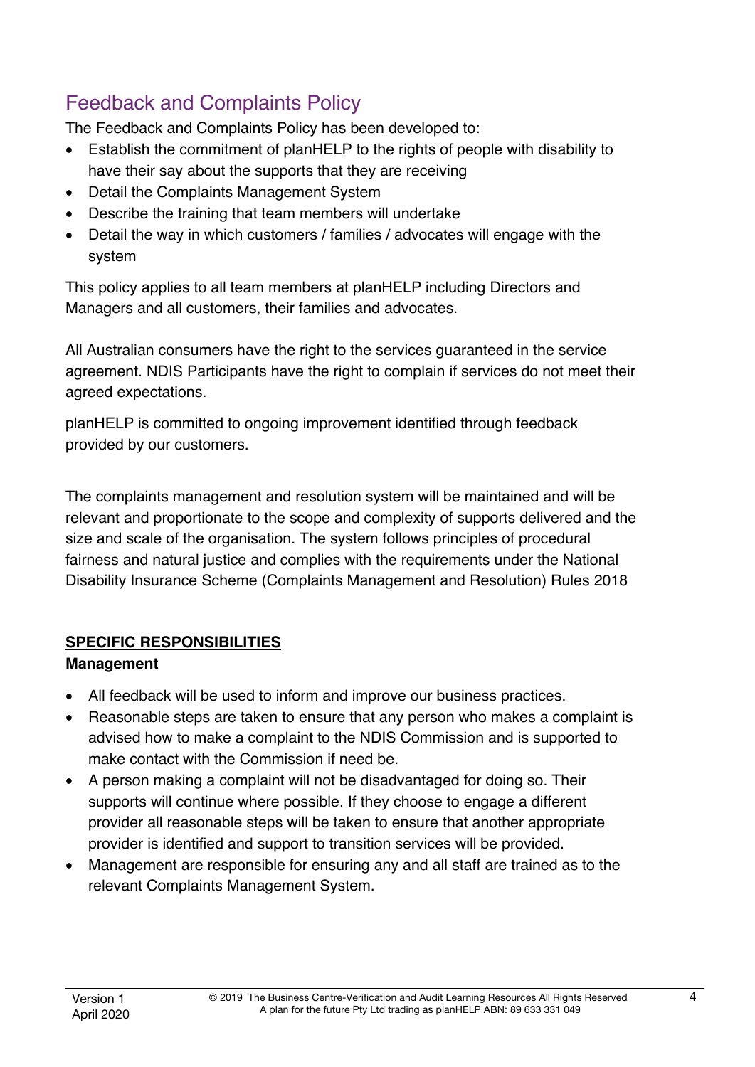# Feedback and Complaints Policy

The Feedback and Complaints Policy has been developed to:

- Establish the commitment of planHELP to the rights of people with disability to have their say about the supports that they are receiving
- Detail the Complaints Management System
- Describe the training that team members will undertake
- Detail the way in which customers / families / advocates will engage with the system

This policy applies to all team members at planHELP including Directors and Managers and all customers, their families and advocates.

All Australian consumers have the right to the services guaranteed in the service agreement. NDIS Participants have the right to complain if services do not meet their agreed expectations.

planHELP is committed to ongoing improvement identified through feedback provided by our customers.

The complaints management and resolution system will be maintained and will be relevant and proportionate to the scope and complexity of supports delivered and the size and scale of the organisation. The system follows principles of procedural fairness and natural justice and complies with the requirements under the National Disability Insurance Scheme (Complaints Management and Resolution) Rules 2018

## SPECIFIC RESPONSIBILITIES

**Management**

- All feedback will be used to inform and improve our business practices.
- Reasonable steps are taken to ensure that any person who makes a complaint is advised how to make a complaint to the NDIS Commission and is supported to make contact with the Commission if need be.
- A person making a complaint will not be disadvantaged for doing so. Their supports will continue where possible. If they choose to engage a different provider all reasonable steps will be taken to ensure that another appropriate provider is identified and support to transition services will be provided.
- Management are responsible for ensuring any and all staff are trained as to the relevant Complaints Management System.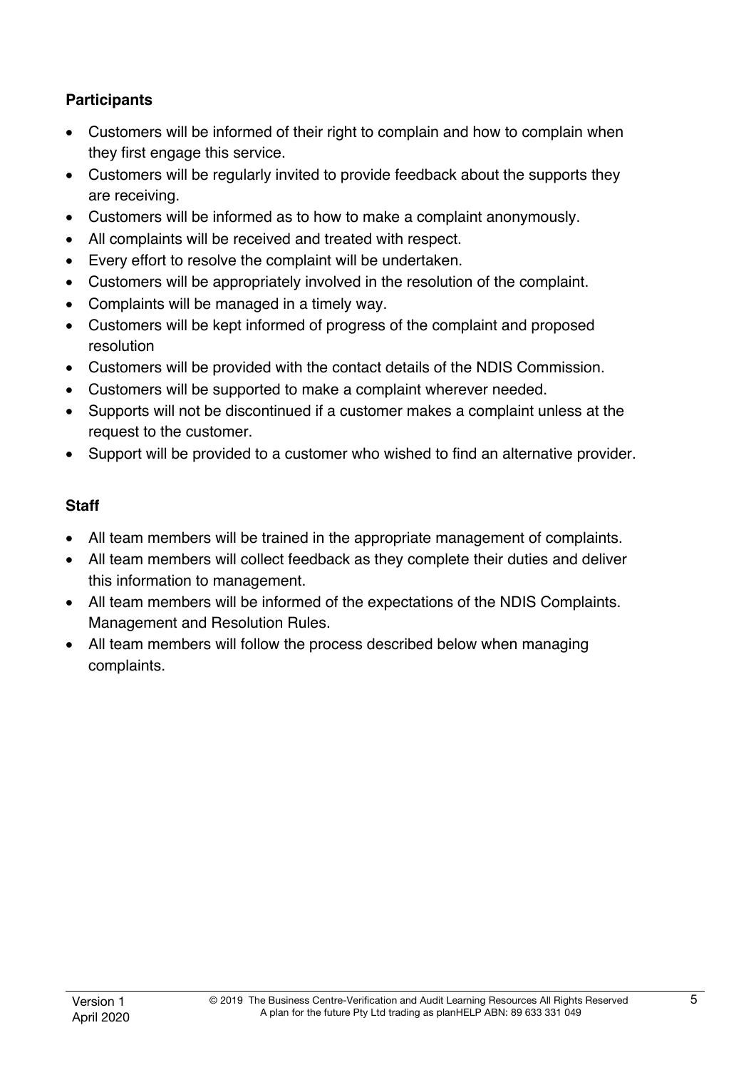**Participants**

- Customers will be informed of their right to complain and how to complain when they first engage this service.
- Customers will be regularly invited to provide feedback about the supports they are receiving.
- Customers will be informed as to how to make a complaint anonymously.
- All complaints will be received and treated with respect.
- Every effort to resolve the complaint will be undertaken.
- Customers will be appropriately involved in the resolution of the complaint.
- Complaints will be managed in a timely way.
- Customers will be kept informed of progress of the complaint and proposed resolution
- Customers will be provided with the contact details of the NDIS Commission.
- Customers will be supported to make a complaint wherever needed.
- Supports will not be discontinued if a customer makes a complaint unless at the request to the customer.
- Support will be provided to a customer who wished to find an alternative provider.

**Staff**

- All team members will be trained in the appropriate management of complaints.
- All team members will collect feedback as they complete their duties and deliver this information to management.
- All team members will be informed of the expectations of the NDIS Complaints. Management and Resolution Rules.
- All team members will follow the process described below when managing complaints.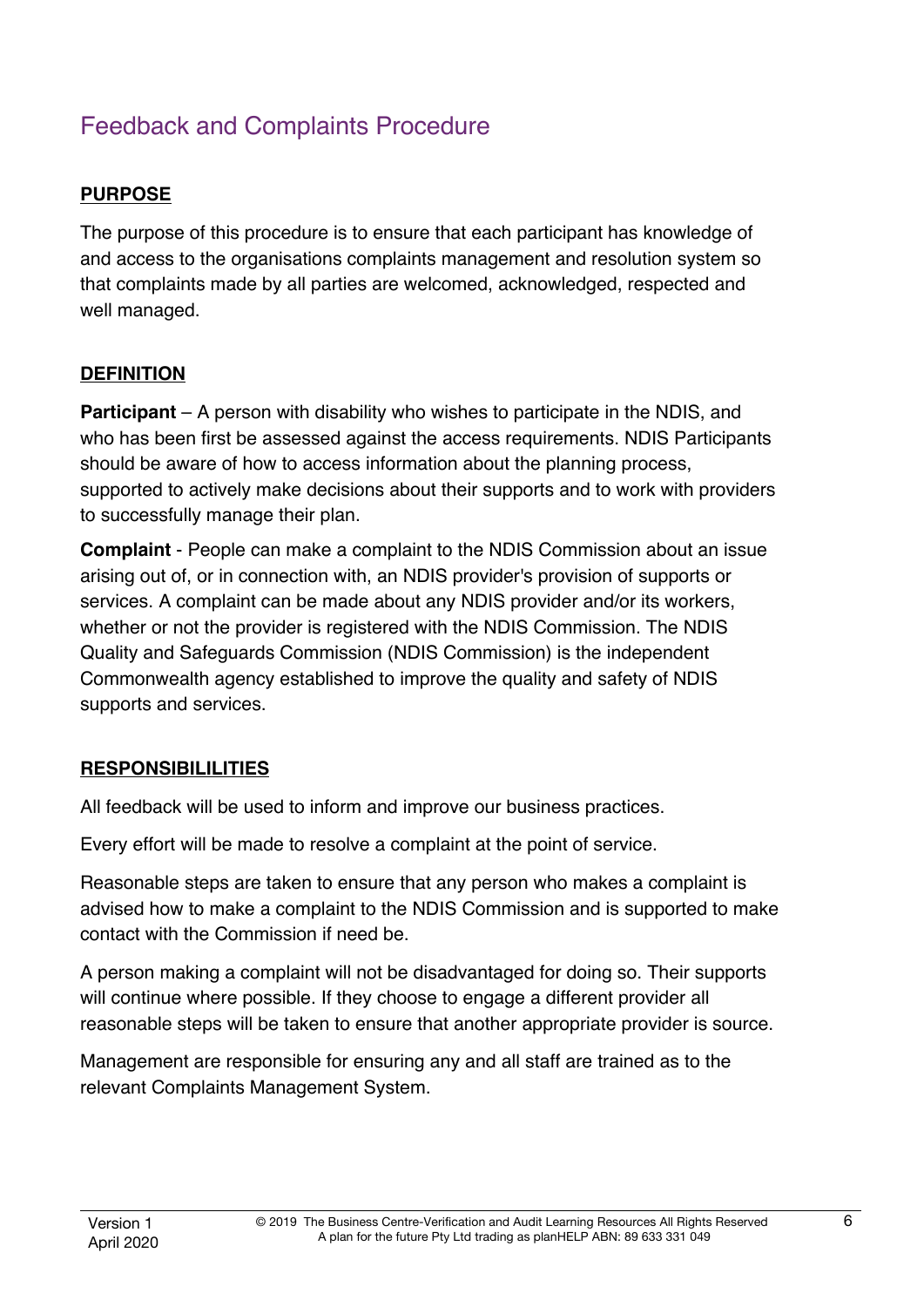# Feedback and Complaints Procedure

## PURPOSE

The purpose of this procedure is to ensure that each participant has knowledge of and access to the organisations complaints management and resolution system so that complaints made by all parties are welcomed, acknowledged, respected and well managed.

## DEFINITION

**Participant** – A person with disability who wishes to participate in the NDIS, and who has been first be assessed against the access requirements. NDIS Participants should be aware of how to access information about the planning process, supported to actively make decisions about their supports and to work with providers to successfully manage their plan.

**Complaint** - People can make a complaint to the NDIS Commission about an issue arising out of, or in connection with, an NDIS provider's provision of supports or services. A complaint can be made about any NDIS provider and/or its workers, whether or not the provider is registered with the NDIS Commission. The NDIS Quality and Safeguards Commission (NDIS Commission) is the independent Commonwealth agency established to improve the quality and safety of NDIS supports and services.

## RESPONSIBILILITIES

All feedback will be used to inform and improve our business practices.

Every effort will be made to resolve a complaint at the point of service.

Reasonable steps are taken to ensure that any person who makes a complaint is advised how to make a complaint to the NDIS Commission and is supported to make contact with the Commission if need be.

A person making a complaint will not be disadvantaged for doing so. Their supports will continue where possible. If they choose to engage a different provider all reasonable steps will be taken to ensure that another appropriate provider is source.

Management are responsible for ensuring any and all staff are trained as to the relevant Complaints Management System.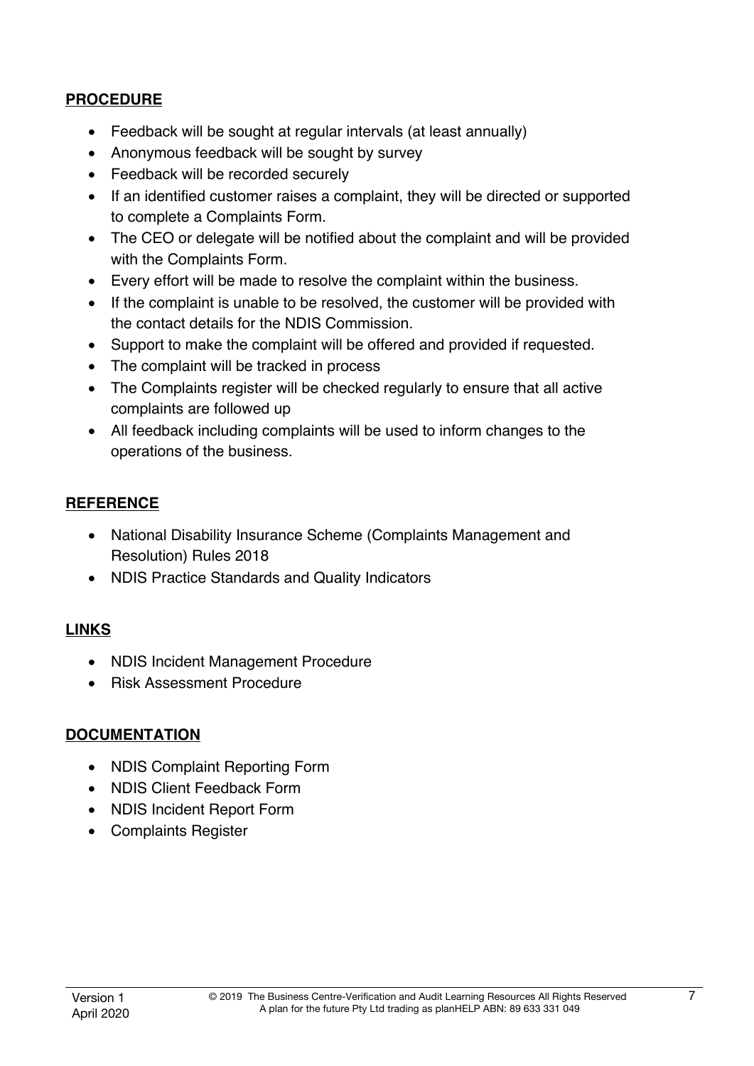## PROCEDURE

- Feedback will be sought at regular intervals (at least annually)
- Anonymous feedback will be sought by survey
- Feedback will be recorded securely
- If an identified customer raises a complaint, they will be directed or supported to complete a Complaints Form.
- The CEO or delegate will be notified about the complaint and will be provided with the Complaints Form.
- Every effort will be made to resolve the complaint within the business.
- If the complaint is unable to be resolved, the customer will be provided with the contact details for the NDIS Commission.
- Support to make the complaint will be offered and provided if requested.
- The complaint will be tracked in process
- The Complaints register will be checked regularly to ensure that all active complaints are followed up
- All feedback including complaints will be used to inform changes to the operations of the business.

## REFERENCE

- National Disability Insurance Scheme (Complaints Management and Resolution) Rules 2018
- NDIS Practice Standards and Quality Indicators

## LINKS

- NDIS Incident Management Procedure
- Risk Assessment Procedure

## DOCUMENTATION

- NDIS Complaint Reporting Form
- NDIS Client Feedback Form
- NDIS Incident Report Form
- Complaints Register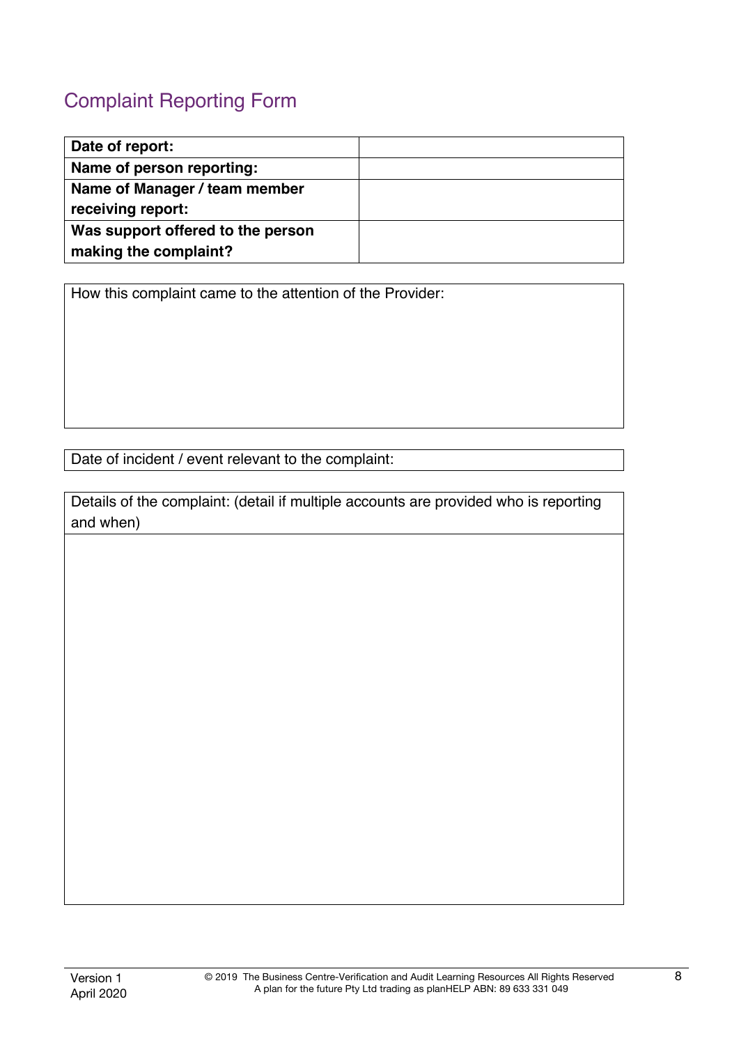## Complaint Reporting Form

| **Date of report:** | |
|---|---|
| **Name of person reporting:** | |
| **Name of Manager / team member receiving report:** | |
| **Was support offered to the person making the complaint?** | |

| How this complaint came to the attention of the Provider: |
|---|
| |

| Date of incident / event relevant to the complaint: |
|---|

| Details of the complaint: (detail if multiple accounts are provided who is reporting and when) |
|---|
| |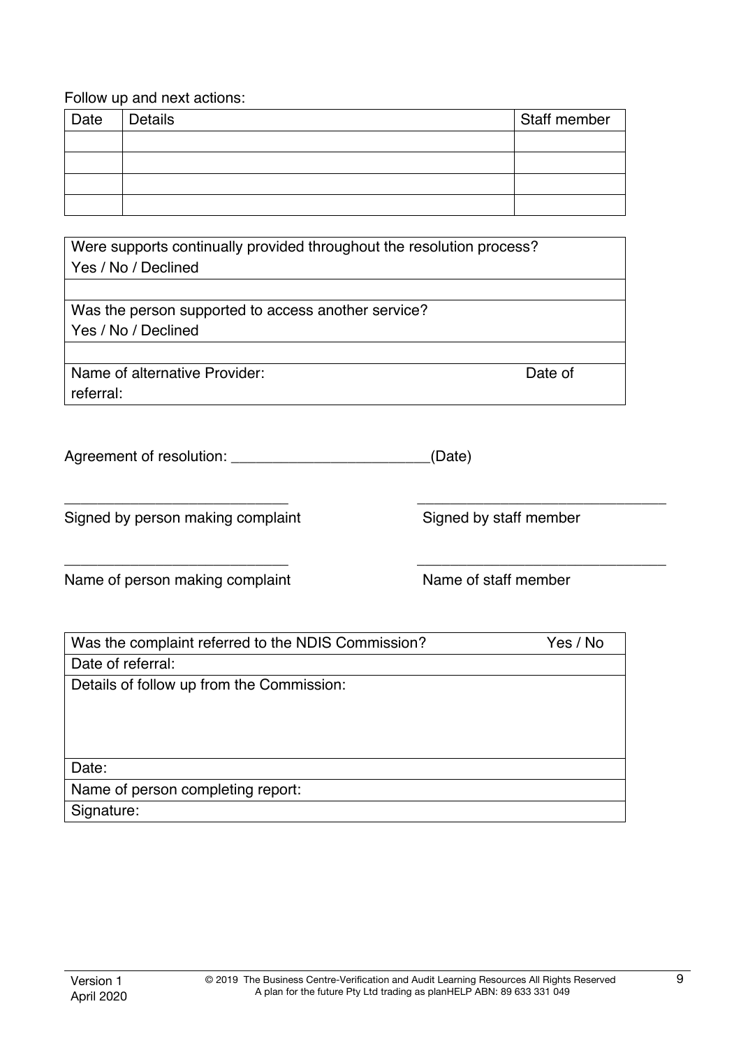Follow up and next actions:

| Date | Details | Staff member |
|---|---|---|
| | | |
| | | |
| | | |
| | | |

| Were supports continually provided throughout the resolution process? Yes / No / Declined |
|---|
| |
| Was the person supported to access another service? Yes / No / Declined |
| |
| Name of alternative Provider: Date of referral: |

Agreement of resolution: ________________________(Date)

___________________________ ______________________________

Signed by person making complaint Signed by staff member

___________________________ ______________________________

Name of person making complaint Name of staff member

| Was the complaint referred to the NDIS Commission? Yes / No |
|---|
| Date of referral: |
| Details of follow up from the Commission: |
| Date: |
| Name of person completing report: |
| Signature: |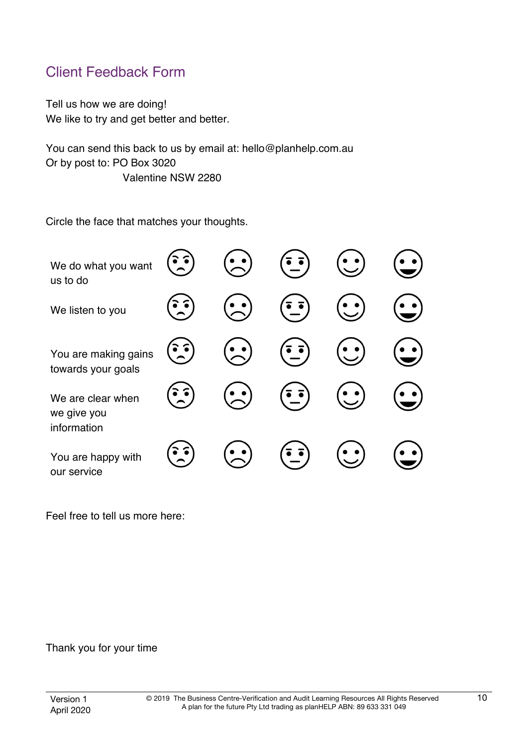# Client Feedback Form

Tell us how we are doing!
We like to try and get better and better.

You can send this back to us by email at: hello@planhelp.com.au
Or by post to: PO Box 3020
Valentine NSW 2280

Circle the face that matches your thoughts.

We do what you want us to do

We listen to you

You are making gains towards your goals

We are clear when we give you information

You are happy with our service

Feel free to tell us more here:

Thank you for your time

Version 1
April 2020

© 2019 The Business Centre-Verification and Audit Learning Resources All Rights Reserved
A plan for the future Pty Ltd trading as planHELP ABN: 89 633 331 049